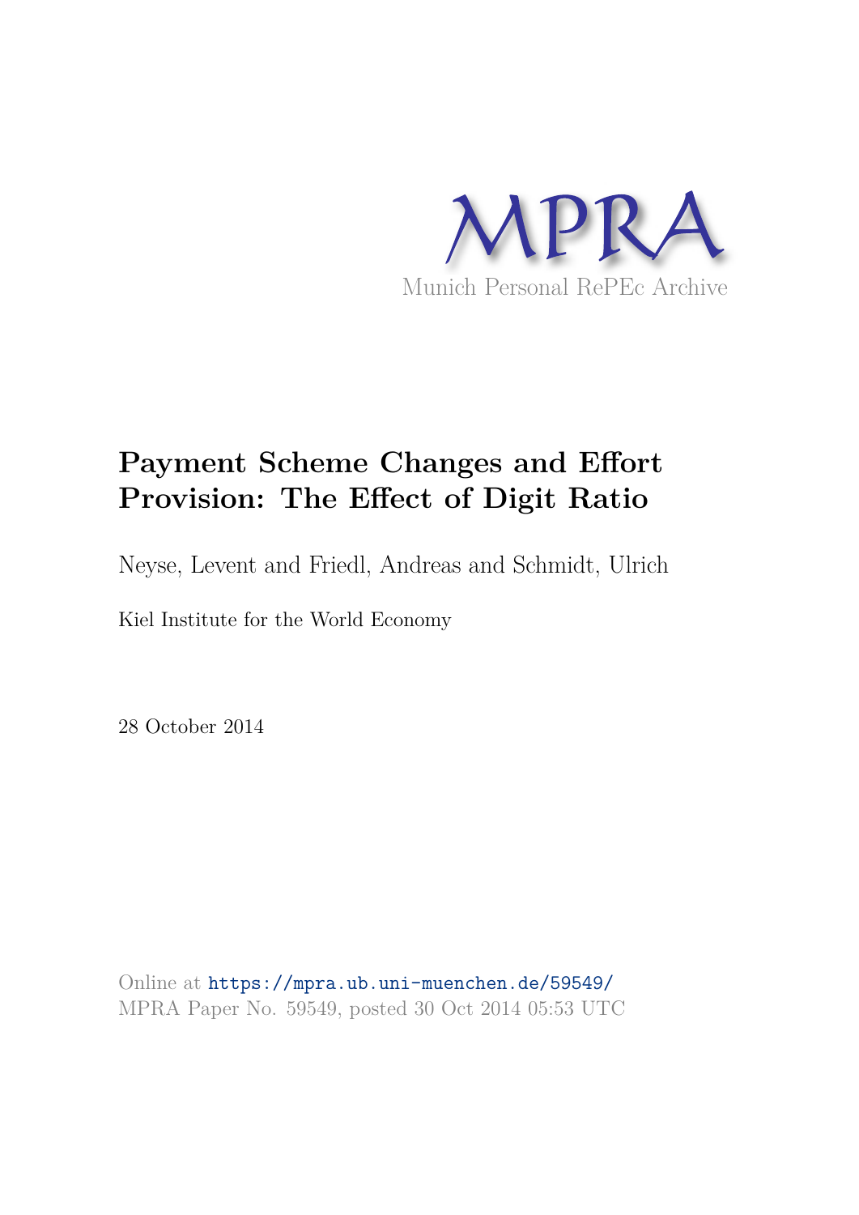MPRA

Munich Personal RePEc Archive

# Payment Scheme Changes and Effort Provision: The Effect of Digit Ratio

Neyse, Levent and Friedl, Andreas and Schmidt, Ulrich

Kiel Institute for the World Economy

28 October 2014

Online at https://mpra.ub.uni-muenchen.de/59549/
MPRA Paper No. 59549, posted 30 Oct 2014 05:53 UTC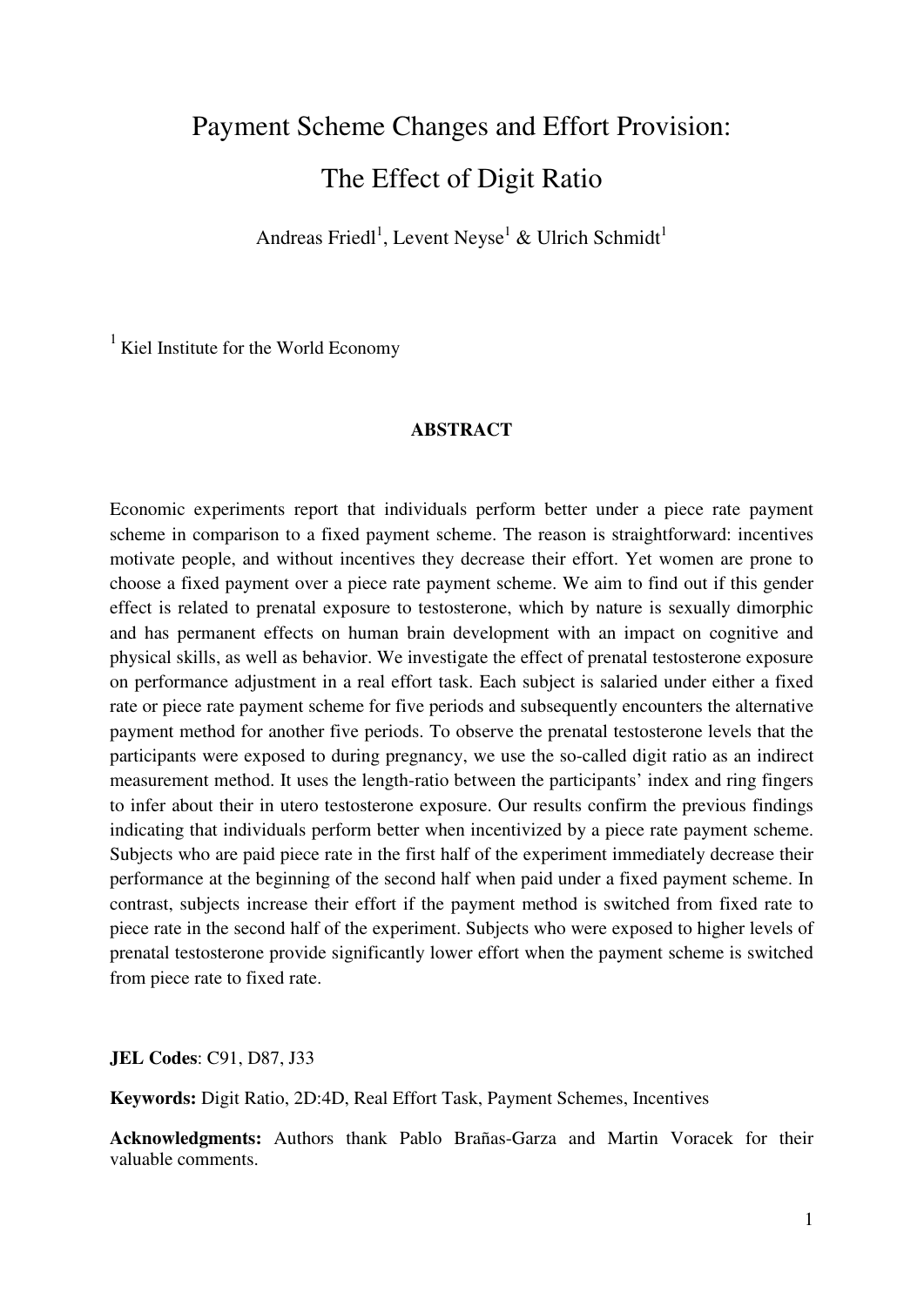# Payment Scheme Changes and Effort Provision: The Effect of Digit Ratio

Andreas Friedl[1], Levent Neyse[1] & Ulrich Schmidt[1]

[1] Kiel Institute for the World Economy

**ABSTRACT**

Economic experiments report that individuals perform better under a piece rate payment scheme in comparison to a fixed payment scheme. The reason is straightforward: incentives motivate people, and without incentives they decrease their effort. Yet women are prone to choose a fixed payment over a piece rate payment scheme. We aim to find out if this gender effect is related to prenatal exposure to testosterone, which by nature is sexually dimorphic and has permanent effects on human brain development with an impact on cognitive and physical skills, as well as behavior. We investigate the effect of prenatal testosterone exposure on performance adjustment in a real effort task. Each subject is salaried under either a fixed rate or piece rate payment scheme for five periods and subsequently encounters the alternative payment method for another five periods. To observe the prenatal testosterone levels that the participants were exposed to during pregnancy, we use the so-called digit ratio as an indirect measurement method. It uses the length-ratio between the participants' index and ring fingers to infer about their in utero testosterone exposure. Our results confirm the previous findings indicating that individuals perform better when incentivized by a piece rate payment scheme. Subjects who are paid piece rate in the first half of the experiment immediately decrease their performance at the beginning of the second half when paid under a fixed payment scheme. In contrast, subjects increase their effort if the payment method is switched from fixed rate to piece rate in the second half of the experiment. Subjects who were exposed to higher levels of prenatal testosterone provide significantly lower effort when the payment scheme is switched from piece rate to fixed rate.

**JEL Codes**: C91, D87, J33

**Keywords:** Digit Ratio, 2D:4D, Real Effort Task, Payment Schemes, Incentives

**Acknowledgments:** Authors thank Pablo Brañas-Garza and Martin Voracek for their valuable comments.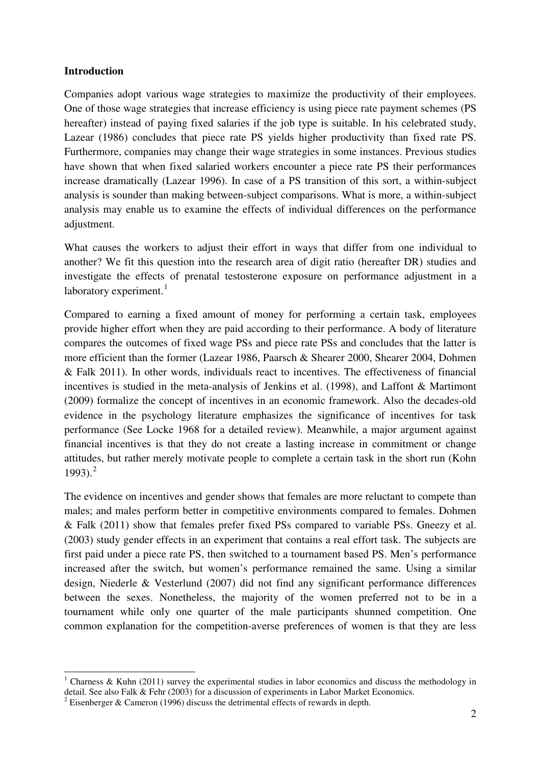**Introduction**

Companies adopt various wage strategies to maximize the productivity of their employees. One of those wage strategies that increase efficiency is using piece rate payment schemes (PS hereafter) instead of paying fixed salaries if the job type is suitable. In his celebrated study, Lazear (1986) concludes that piece rate PS yields higher productivity than fixed rate PS. Furthermore, companies may change their wage strategies in some instances. Previous studies have shown that when fixed salaried workers encounter a piece rate PS their performances increase dramatically (Lazear 1996). In case of a PS transition of this sort, a within-subject analysis is sounder than making between-subject comparisons. What is more, a within-subject analysis may enable us to examine the effects of individual differences on the performance adjustment.

What causes the workers to adjust their effort in ways that differ from one individual to another? We fit this question into the research area of digit ratio (hereafter DR) studies and investigate the effects of prenatal testosterone exposure on performance adjustment in a laboratory experiment.[1]

Compared to earning a fixed amount of money for performing a certain task, employees provide higher effort when they are paid according to their performance. A body of literature compares the outcomes of fixed wage PSs and piece rate PSs and concludes that the latter is more efficient than the former (Lazear 1986, Paarsch & Shearer 2000, Shearer 2004, Dohmen & Falk 2011). In other words, individuals react to incentives. The effectiveness of financial incentives is studied in the meta-analysis of Jenkins et al. (1998), and Laffont & Martimont (2009) formalize the concept of incentives in an economic framework. Also the decades-old evidence in the psychology literature emphasizes the significance of incentives for task performance (See Locke 1968 for a detailed review). Meanwhile, a major argument against financial incentives is that they do not create a lasting increase in commitment or change attitudes, but rather merely motivate people to complete a certain task in the short run (Kohn 1993).[2]

The evidence on incentives and gender shows that females are more reluctant to compete than males; and males perform better in competitive environments compared to females. Dohmen & Falk (2011) show that females prefer fixed PSs compared to variable PSs. Gneezy et al. (2003) study gender effects in an experiment that contains a real effort task. The subjects are first paid under a piece rate PS, then switched to a tournament based PS. Men's performance increased after the switch, but women's performance remained the same. Using a similar design, Niederle & Vesterlund (2007) did not find any significant performance differences between the sexes. Nonetheless, the majority of the women preferred not to be in a tournament while only one quarter of the male participants shunned competition. One common explanation for the competition-averse preferences of women is that they are less

---

[1] Charness & Kuhn (2011) survey the experimental studies in labor economics and discuss the methodology in detail. See also Falk & Fehr (2003) for a discussion of experiments in Labor Market Economics.

[2] Eisenberger & Cameron (1996) discuss the detrimental effects of rewards in depth.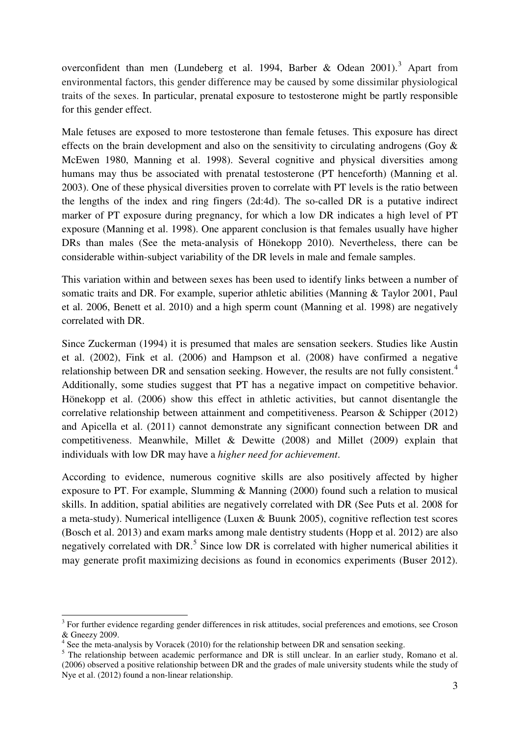overconfident than men (Lundeberg et al. 1994, Barber & Odean 2001).[3] Apart from environmental factors, this gender difference may be caused by some dissimilar physiological traits of the sexes. In particular, prenatal exposure to testosterone might be partly responsible for this gender effect.

Male fetuses are exposed to more testosterone than female fetuses. This exposure has direct effects on the brain development and also on the sensitivity to circulating androgens (Goy & McEwen 1980, Manning et al. 1998). Several cognitive and physical diversities among humans may thus be associated with prenatal testosterone (PT henceforth) (Manning et al. 2003). One of these physical diversities proven to correlate with PT levels is the ratio between the lengths of the index and ring fingers (2d:4d). The so-called DR is a putative indirect marker of PT exposure during pregnancy, for which a low DR indicates a high level of PT exposure (Manning et al. 1998). One apparent conclusion is that females usually have higher DRs than males (See the meta-analysis of Hönekopp 2010). Nevertheless, there can be considerable within-subject variability of the DR levels in male and female samples.

This variation within and between sexes has been used to identify links between a number of somatic traits and DR. For example, superior athletic abilities (Manning & Taylor 2001, Paul et al. 2006, Benett et al. 2010) and a high sperm count (Manning et al. 1998) are negatively correlated with DR.

Since Zuckerman (1994) it is presumed that males are sensation seekers. Studies like Austin et al. (2002), Fink et al. (2006) and Hampson et al. (2008) have confirmed a negative relationship between DR and sensation seeking. However, the results are not fully consistent.[4] Additionally, some studies suggest that PT has a negative impact on competitive behavior. Hönekopp et al. (2006) show this effect in athletic activities, but cannot disentangle the correlative relationship between attainment and competitiveness. Pearson & Schipper (2012) and Apicella et al. (2011) cannot demonstrate any significant connection between DR and competitiveness. Meanwhile, Millet & Dewitte (2008) and Millet (2009) explain that individuals with low DR may have a *higher need for achievement*.

According to evidence, numerous cognitive skills are also positively affected by higher exposure to PT. For example, Slumming & Manning (2000) found such a relation to musical skills. In addition, spatial abilities are negatively correlated with DR (See Puts et al. 2008 for a meta-study). Numerical intelligence (Luxen & Buunk 2005), cognitive reflection test scores (Bosch et al. 2013) and exam marks among male dentistry students (Hopp et al. 2012) are also negatively correlated with DR.[5] Since low DR is correlated with higher numerical abilities it may generate profit maximizing decisions as found in economics experiments (Buser 2012).

---

[3] For further evidence regarding gender differences in risk attitudes, social preferences and emotions, see Croson & Gneezy 2009.

[4] See the meta-analysis by Voracek (2010) for the relationship between DR and sensation seeking.

[5] The relationship between academic performance and DR is still unclear. In an earlier study, Romano et al. (2006) observed a positive relationship between DR and the grades of male university students while the study of Nye et al. (2012) found a non-linear relationship.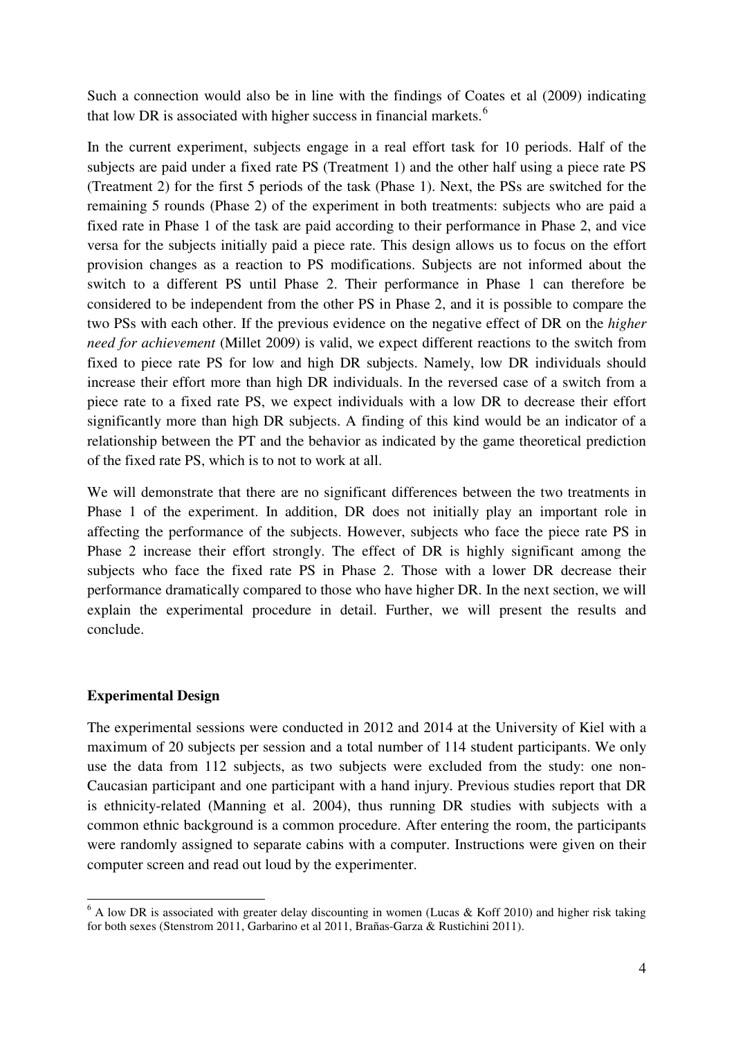Such a connection would also be in line with the findings of Coates et al (2009) indicating that low DR is associated with higher success in financial markets.[6]

In the current experiment, subjects engage in a real effort task for 10 periods. Half of the subjects are paid under a fixed rate PS (Treatment 1) and the other half using a piece rate PS (Treatment 2) for the first 5 periods of the task (Phase 1). Next, the PSs are switched for the remaining 5 rounds (Phase 2) of the experiment in both treatments: subjects who are paid a fixed rate in Phase 1 of the task are paid according to their performance in Phase 2, and vice versa for the subjects initially paid a piece rate. This design allows us to focus on the effort provision changes as a reaction to PS modifications. Subjects are not informed about the switch to a different PS until Phase 2. Their performance in Phase 1 can therefore be considered to be independent from the other PS in Phase 2, and it is possible to compare the two PSs with each other. If the previous evidence on the negative effect of DR on the *higher need for achievement* (Millet 2009) is valid, we expect different reactions to the switch from fixed to piece rate PS for low and high DR subjects. Namely, low DR individuals should increase their effort more than high DR individuals. In the reversed case of a switch from a piece rate to a fixed rate PS, we expect individuals with a low DR to decrease their effort significantly more than high DR subjects. A finding of this kind would be an indicator of a relationship between the PT and the behavior as indicated by the game theoretical prediction of the fixed rate PS, which is to not to work at all.

We will demonstrate that there are no significant differences between the two treatments in Phase 1 of the experiment. In addition, DR does not initially play an important role in affecting the performance of the subjects. However, subjects who face the piece rate PS in Phase 2 increase their effort strongly. The effect of DR is highly significant among the subjects who face the fixed rate PS in Phase 2. Those with a lower DR decrease their performance dramatically compared to those who have higher DR. In the next section, we will explain the experimental procedure in detail. Further, we will present the results and conclude.

## Experimental Design

The experimental sessions were conducted in 2012 and 2014 at the University of Kiel with a maximum of 20 subjects per session and a total number of 114 student participants. We only use the data from 112 subjects, as two subjects were excluded from the study: one non-Caucasian participant and one participant with a hand injury. Previous studies report that DR is ethnicity-related (Manning et al. 2004), thus running DR studies with subjects with a common ethnic background is a common procedure. After entering the room, the participants were randomly assigned to separate cabins with a computer. Instructions were given on their computer screen and read out loud by the experimenter.

[6] A low DR is associated with greater delay discounting in women (Lucas & Koff 2010) and higher risk taking for both sexes (Stenstrom 2011, Garbarino et al 2011, Brañas-Garza & Rustichini 2011).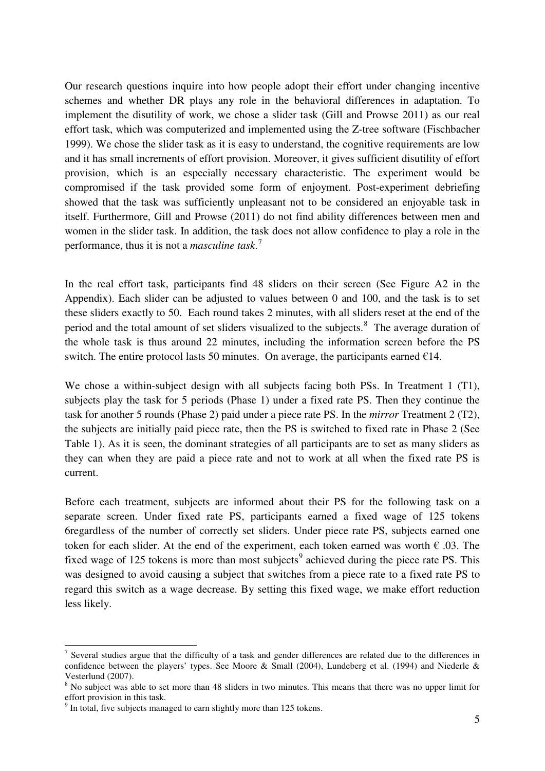Our research questions inquire into how people adopt their effort under changing incentive schemes and whether DR plays any role in the behavioral differences in adaptation. To implement the disutility of work, we chose a slider task (Gill and Prowse 2011) as our real effort task, which was computerized and implemented using the Z-tree software (Fischbacher 1999). We chose the slider task as it is easy to understand, the cognitive requirements are low and it has small increments of effort provision. Moreover, it gives sufficient disutility of effort provision, which is an especially necessary characteristic. The experiment would be compromised if the task provided some form of enjoyment. Post-experiment debriefing showed that the task was sufficiently unpleasant not to be considered an enjoyable task in itself. Furthermore, Gill and Prowse (2011) do not find ability differences between men and women in the slider task. In addition, the task does not allow confidence to play a role in the performance, thus it is not a *masculine task*.[7]

In the real effort task, participants find 48 sliders on their screen (See Figure A2 in the Appendix). Each slider can be adjusted to values between 0 and 100, and the task is to set these sliders exactly to 50. Each round takes 2 minutes, with all sliders reset at the end of the period and the total amount of set sliders visualized to the subjects.[8] The average duration of the whole task is thus around 22 minutes, including the information screen before the PS switch. The entire protocol lasts 50 minutes. On average, the participants earned €14.

We chose a within-subject design with all subjects facing both PSs. In Treatment 1 (T1), subjects play the task for 5 periods (Phase 1) under a fixed rate PS. Then they continue the task for another 5 rounds (Phase 2) paid under a piece rate PS. In the *mirror* Treatment 2 (T2), the subjects are initially paid piece rate, then the PS is switched to fixed rate in Phase 2 (See Table 1). As it is seen, the dominant strategies of all participants are to set as many sliders as they can when they are paid a piece rate and not to work at all when the fixed rate PS is current.

Before each treatment, subjects are informed about their PS for the following task on a separate screen. Under fixed rate PS, participants earned a fixed wage of 125 tokens 6regardless of the number of correctly set sliders. Under piece rate PS, subjects earned one token for each slider. At the end of the experiment, each token earned was worth € .03. The fixed wage of 125 tokens is more than most subjects[9] achieved during the piece rate PS. This was designed to avoid causing a subject that switches from a piece rate to a fixed rate PS to regard this switch as a wage decrease. By setting this fixed wage, we make effort reduction less likely.

---

[7] Several studies argue that the difficulty of a task and gender differences are related due to the differences in confidence between the players' types. See Moore & Small (2004), Lundeberg et al. (1994) and Niederle & Vesterlund (2007).

[8] No subject was able to set more than 48 sliders in two minutes. This means that there was no upper limit for effort provision in this task.

[9] In total, five subjects managed to earn slightly more than 125 tokens.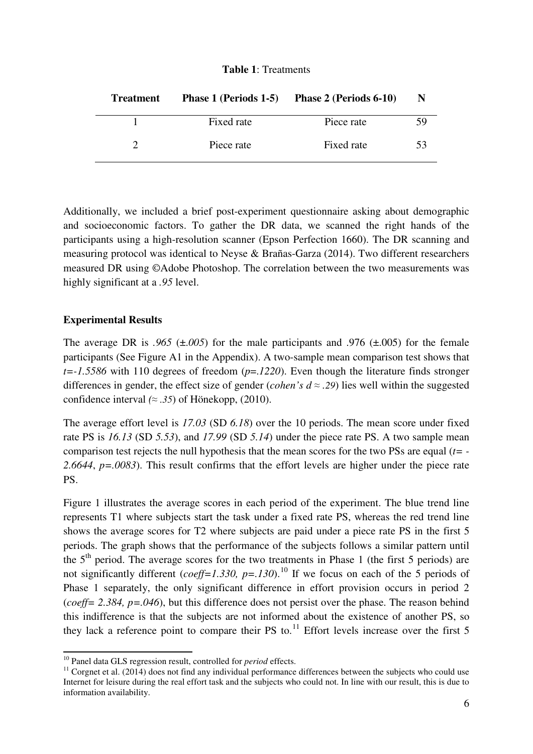**Table 1**: Treatments

| Treatment | Phase 1 (Periods 1-5) | Phase 2 (Periods 6-10) | N |
|---|---|---|---|
| 1 | Fixed rate | Piece rate | 59 |
| 2 | Piece rate | Fixed rate | 53 |

Additionally, we included a brief post-experiment questionnaire asking about demographic and socioeconomic factors. To gather the DR data, we scanned the right hands of the participants using a high-resolution scanner (Epson Perfection 1660). The DR scanning and measuring protocol was identical to Neyse & Brañas-Garza (2014). Two different researchers measured DR using ©Adobe Photoshop. The correlation between the two measurements was highly significant at a *.95* level.

**Experimental Results**

The average DR is *.965* (±*.005*) for the male participants and .976 (±.005) for the female participants (See Figure A1 in the Appendix). A two-sample mean comparison test shows that $t=-1.5586$ with 110 degrees of freedom ($p=.1220$). Even though the literature finds stronger differences in gender, the effect size of gender (*cohen's* $d \approx .29$) lies well within the suggested confidence interval $(\approx .35)$ of Hönekopp, (2010).

The average effort level is *17.03* (SD *6.18*) over the 10 periods. The mean score under fixed rate PS is *16.13* (SD *5.53*), and *17.99* (SD *5.14*) under the piece rate PS. A two sample mean comparison test rejects the null hypothesis that the mean scores for the two PSs are equal ($t= -2.6644$, $p=.0083$). This result confirms that the effort levels are higher under the piece rate PS.

Figure 1 illustrates the average scores in each period of the experiment. The blue trend line represents T1 where subjects start the task under a fixed rate PS, whereas the red trend line shows the average scores for T2 where subjects are paid under a piece rate PS in the first 5 periods. The graph shows that the performance of the subjects follows a similar pattern until the 5th period. The average scores for the two treatments in Phase 1 (the first 5 periods) are not significantly different (*coeff=1.330,* $p=.130$).[10] If we focus on each of the 5 periods of Phase 1 separately, the only significant difference in effort provision occurs in period 2 (*coeff= 2.384,* $p=.046$), but this difference does not persist over the phase. The reason behind this indifference is that the subjects are not informed about the existence of another PS, so they lack a reference point to compare their PS to.[11] Effort levels increase over the first 5

[10] Panel data GLS regression result, controlled for *period* effects.

[11] Corgnet et al. (2014) does not find any individual performance differences between the subjects who could use Internet for leisure during the real effort task and the subjects who could not. In line with our result, this is due to information availability.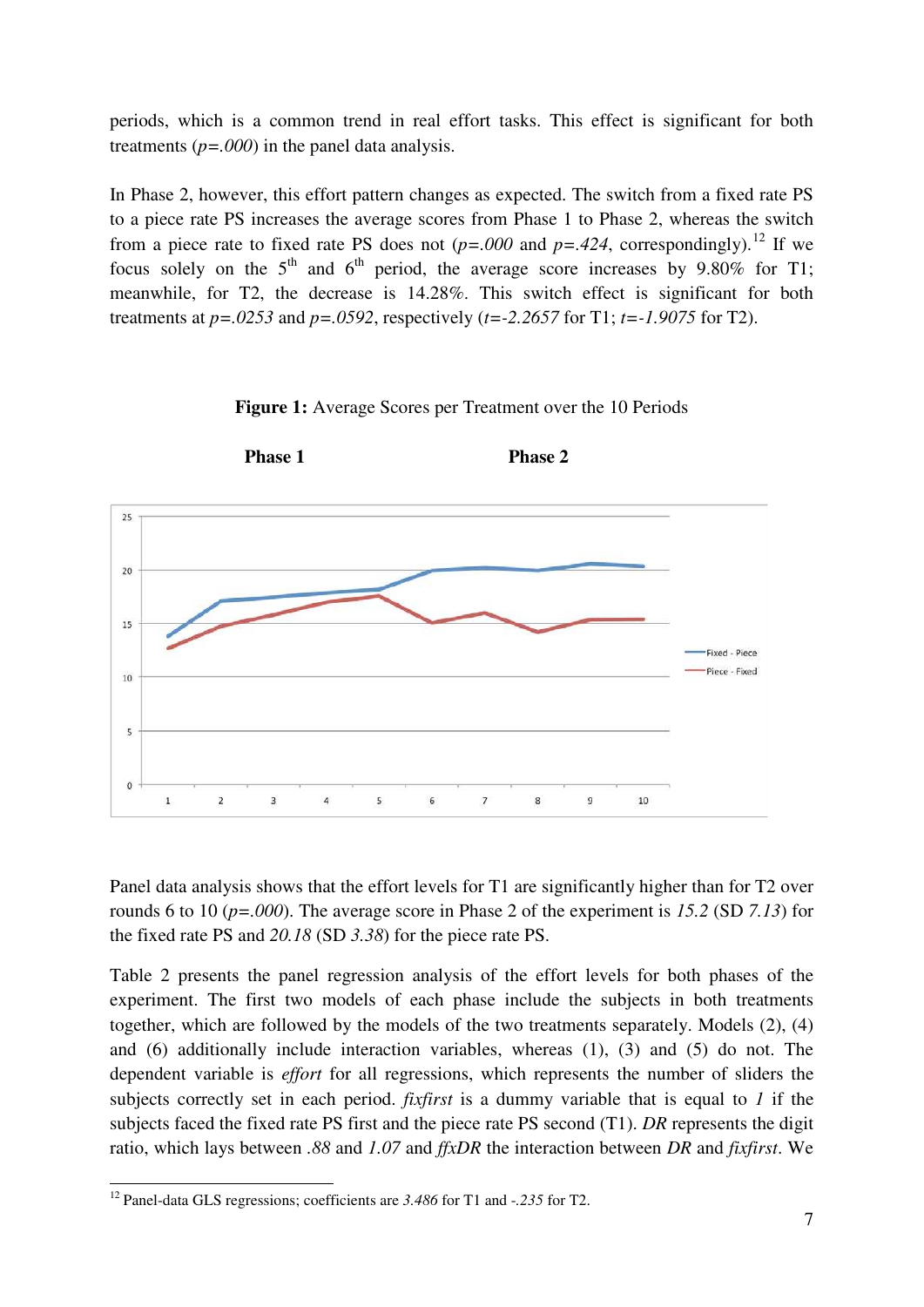periods, which is a common trend in real effort tasks. This effect is significant for both treatments (*p=.000*) in the panel data analysis.

In Phase 2, however, this effort pattern changes as expected. The switch from a fixed rate PS to a piece rate PS increases the average scores from Phase 1 to Phase 2, whereas the switch from a piece rate to fixed rate PS does not (*p=.000* and *p=.424*, correspondingly).[12] If we focus solely on the 5th and 6th period, the average score increases by 9.80% for T1; meanwhile, for T2, the decrease is 14.28%. This switch effect is significant for both treatments at *p=.0253* and *p=.0592*, respectively (*t=-2.2657* for T1; *t=-1.9075* for T2).

**Figure 1:** Average Scores per Treatment over the 10 Periods

**Phase 1** **Phase 2**

Panel data analysis shows that the effort levels for T1 are significantly higher than for T2 over rounds 6 to 10 (*p=.000*). The average score in Phase 2 of the experiment is *15.2* (SD *7.13*) for the fixed rate PS and *20.18* (SD *3.38*) for the piece rate PS.

Table 2 presents the panel regression analysis of the effort levels for both phases of the experiment. The first two models of each phase include the subjects in both treatments together, which are followed by the models of the two treatments separately. Models (2), (4) and (6) additionally include interaction variables, whereas (1), (3) and (5) do not. The dependent variable is *effort* for all regressions, which represents the number of sliders the subjects correctly set in each period. *fixfirst* is a dummy variable that is equal to *1* if the subjects faced the fixed rate PS first and the piece rate PS second (T1). ***DR*** represents the digit ratio, which lays between *.88* and *1.07* and *ffxDR* the interaction between *DR* and *fixfirst*. We

[12] Panel-data GLS regressions; coefficients are *3.486* for T1 and *-.235* for T2.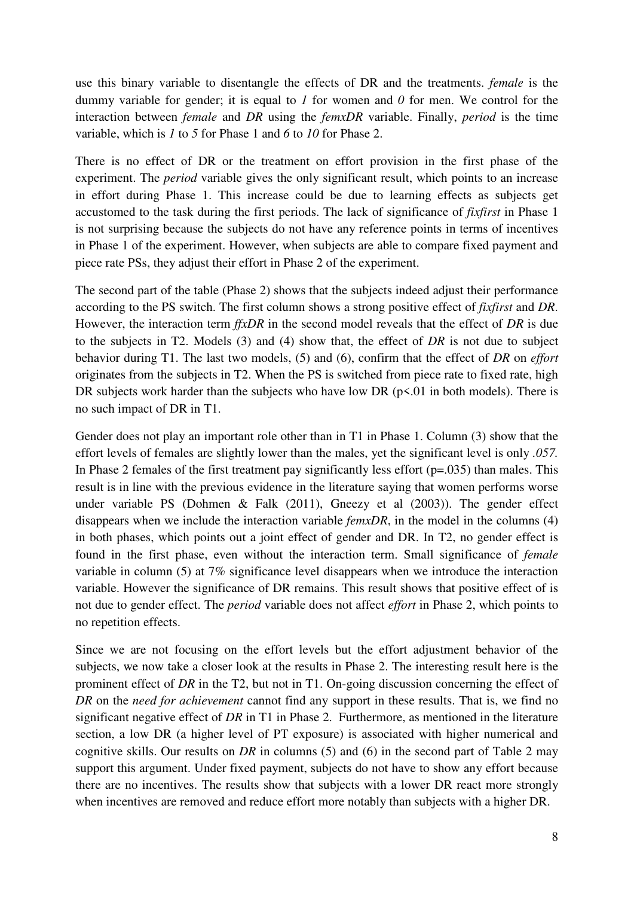use this binary variable to disentangle the effects of DR and the treatments. *female* is the dummy variable for gender; it is equal to *1* for women and *0* for men. We control for the interaction between *female* and *DR* using the *femxDR* variable. Finally, *period* is the time variable, which is *1* to *5* for Phase 1 and *6* to *10* for Phase 2.

There is no effect of DR or the treatment on effort provision in the first phase of the experiment. The *period* variable gives the only significant result, which points to an increase in effort during Phase 1. This increase could be due to learning effects as subjects get accustomed to the task during the first periods. The lack of significance of *fixfirst* in Phase 1 is not surprising because the subjects do not have any reference points in terms of incentives in Phase 1 of the experiment. However, when subjects are able to compare fixed payment and piece rate PSs, they adjust their effort in Phase 2 of the experiment.

The second part of the table (Phase 2) shows that the subjects indeed adjust their performance according to the PS switch. The first column shows a strong positive effect of *fixfirst* and *DR*. However, the interaction term *ffxDR* in the second model reveals that the effect of *DR* is due to the subjects in T2. Models (3) and (4) show that, the effect of *DR* is not due to subject behavior during T1. The last two models, (5) and (6), confirm that the effect of *DR* on *effort* originates from the subjects in T2. When the PS is switched from piece rate to fixed rate, high DR subjects work harder than the subjects who have low DR ($p<.01$ in both models). There is no such impact of DR in T1.

Gender does not play an important role other than in T1 in Phase 1. Column (3) show that the effort levels of females are slightly lower than the males, yet the significant level is only *.057.* In Phase 2 females of the first treatment pay significantly less effort ($p=.035$) than males. This result is in line with the previous evidence in the literature saying that women performs worse under variable PS (Dohmen & Falk (2011), Gneezy et al (2003)). The gender effect disappears when we include the interaction variable *femxDR*, in the model in the columns (4) in both phases, which points out a joint effect of gender and DR. In T2, no gender effect is found in the first phase, even without the interaction term. Small significance of *female* variable in column (5) at 7% significance level disappears when we introduce the interaction variable. However the significance of DR remains. This result shows that positive effect of is not due to gender effect. The *period* variable does not affect *effort* in Phase 2, which points to no repetition effects.

Since we are not focusing on the effort levels but the effort adjustment behavior of the subjects, we now take a closer look at the results in Phase 2. The interesting result here is the prominent effect of *DR* in the T2, but not in T1. On-going discussion concerning the effect of *DR* on the *need for achievement* cannot find any support in these results. That is, we find no significant negative effect of *DR* in T1 in Phase 2. Furthermore, as mentioned in the literature section, a low DR (a higher level of PT exposure) is associated with higher numerical and cognitive skills. Our results on *DR* in columns (5) and (6) in the second part of Table 2 may support this argument. Under fixed payment, subjects do not have to show any effort because there are no incentives. The results show that subjects with a lower DR react more strongly when incentives are removed and reduce effort more notably than subjects with a higher DR.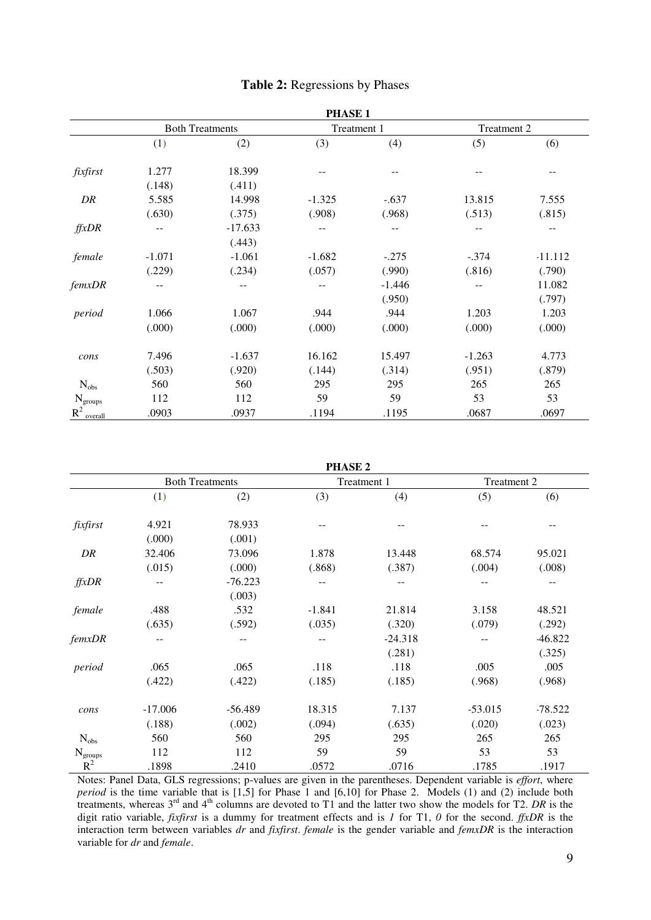**Table 2:** Regressions by Phases

| | PHASE 1 | | | | | |
|---|---|---|---|---|---|---|
| | Both Treatments | | Treatment 1 | | Treatment 2 | |
| | (1) | (2) | (3) | (4) | (5) | (6) |
| *fixfirst* | 1.277 | 18.399 | -- | -- | -- | -- |
| | (.148) | (.411) | | | | |
| *DR* | 5.585 | 14.998 | -1.325 | -.637 | 13.815 | 7.555 |
| | (.630) | (.375) | (.908) | (.968) | (.513) | (.815) |
| *ffxDR* | -- | -17.633 | -- | -- | -- | -- |
| | | (.443) | | | | |
| *female* | -1.071 | -1.061 | -1.682 | -.275 | -.374 | -11.112 |
| | (.229) | (.234) | (.057) | (.990) | (.816) | (.790) |
| *femxDR* | -- | -- | -- | -1.446 | -- | 11.082 |
| | | | | (.950) | | (.797) |
| *period* | 1.066 | 1.067 | .944 | .944 | 1.203 | 1.203 |
| | (.000) | (.000) | (.000) | (.000) | (.000) | (.000) |
| *cons* | 7.496 | -1.637 | 16.162 | 15.497 | -1.263 | 4.773 |
| | (.503) | (.920) | (.144) | (.314) | (.951) | (.879) |
| $N_{obs}$ | 560 | 560 | 295 | 295 | 265 | 265 |
| $N_{groups}$ | 112 | 112 | 59 | 59 | 53 | 53 |
| $R^2_{overall}$ | .0903 | .0937 | .1194 | .1195 | .0687 | .0697 |

| | PHASE 2 | | | | | |
|---|---|---|---|---|---|---|
| | Both Treatments | | Treatment 1 | | Treatment 2 | |
| | (1) | (2) | (3) | (4) | (5) | (6) |
| *fixfirst* | 4.921 | 78.933 | -- | -- | -- | -- |
| | (.000) | (.001) | | | | |
| *DR* | 32.406 | 73.096 | 1.878 | 13.448 | 68.574 | 95.021 |
| | (.015) | (.000) | (.868) | (.387) | (.004) | (.008) |
| *ffxDR* | -- | -76.223 | -- | -- | -- | -- |
| | | (.003) | | | | |
| *female* | .488 | .532 | -1.841 | 21.814 | 3.158 | 48.521 |
| | (.635) | (.592) | (.035) | (.320) | (.079) | (.292) |
| *femxDR* | -- | -- | -- | -24.318 | -- | -46.822 |
| | | | | (.281) | | (.325) |
| *period* | .065 | .065 | .118 | .118 | .005 | .005 |
| | (.422) | (.422) | (.185) | (.185) | (.968) | (.968) |
| *cons* | -17.006 | -56.489 | 18.315 | 7.137 | -53.015 | -78.522 |
| | (.188) | (.002) | (.094) | (.635) | (.020) | (.023) |
| $N_{obs}$ | 560 | 560 | 295 | 295 | 265 | 265 |
| $N_{groups}$ | 112 | 112 | 59 | 59 | 53 | 53 |
| $R^2$ | .1898 | .2410 | .0572 | .0716 | .1785 | .1917 |

Notes: Panel Data, GLS regressions; p-values are given in the parentheses. Dependent variable is *effort*, where *period* is the time variable that is [1,5] for Phase 1 and [6,10] for Phase 2. Models (1) and (2) include both treatments, whereas 3rd and 4th columns are devoted to T1 and the latter two show the models for T2. *DR* is the digit ratio variable, *fixfirst* is a dummy for treatment effects and is *1* for T1, *0* for the second. *ffxDR* is the interaction term between variables *dr* and *fixfirst*. *female* is the gender variable and *femxDR* is the interaction variable for *dr* and *female*.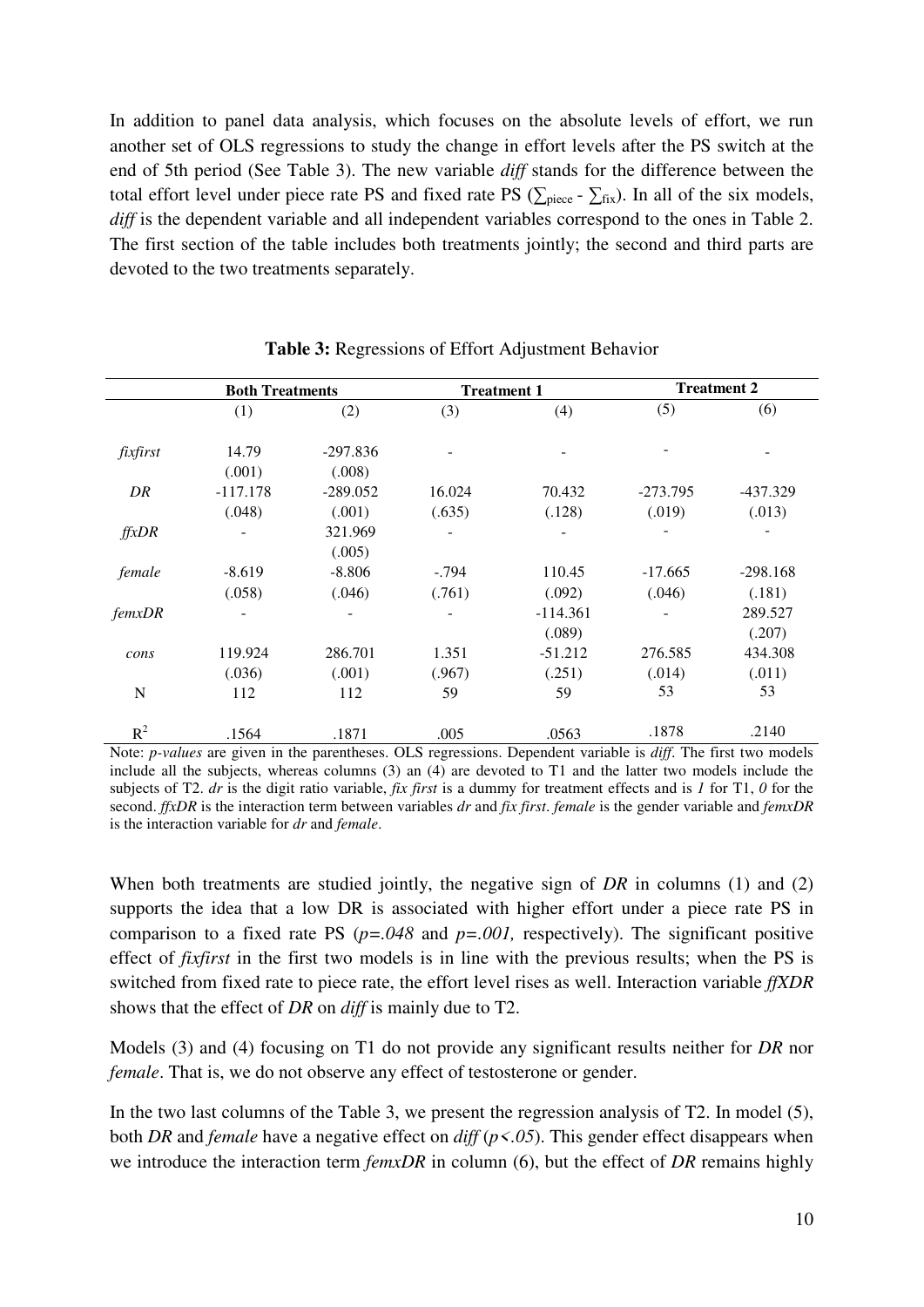In addition to panel data analysis, which focuses on the absolute levels of effort, we run another set of OLS regressions to study the change in effort levels after the PS switch at the end of 5th period (See Table 3). The new variable *diff* stands for the difference between the total effort level under piece rate PS and fixed rate PS ($\sum_{piece}$ - $\sum_{fix}$). In all of the six models, *diff* is the dependent variable and all independent variables correspond to the ones in Table 2. The first section of the table includes both treatments jointly; the second and third parts are devoted to the two treatments separately.

**Table 3:** Regressions of Effort Adjustment Behavior

| | Both Treatments | | Treatment 1 | | Treatment 2 | |
|---|---|---|---|---|---|---|
| | (1) | (2) | (3) | (4) | (5) | (6) |
| *fixfirst* | 14.79 | -297.836 | - | - | - | - |
| | (.001) | (.008) | | | | |
| *DR* | -117.178 | -289.052 | 16.024 | 70.432 | -273.795 | -437.329 |
| | (.048) | (.001) | (.635) | (.128) | (.019) | (.013) |
| *ffxDR* | - | 321.969 | - | - | - | - |
| | | (.005) | | | | |
| *female* | -8.619 | -8.806 | -.794 | 110.45 | -17.665 | -298.168 |
| | (.058) | (.046) | (.761) | (.092) | (.046) | (.181) |
| *femxDR* | - | - | - | -114.361 | - | 289.527 |
| | | | | (.089) | | (.207) |
| *cons* | 119.924 | 286.701 | 1.351 | -51.212 | 276.585 | 434.308 |
| | (.036) | (.001) | (.967) | (.251) | (.014) | (.011) |
| N | 112 | 112 | 59 | 59 | 53 | 53 |
| $R^2$ | .1564 | .1871 | .005 | .0563 | .1878 | .2140 |

Note: *p-values* are given in the parentheses. OLS regressions. Dependent variable is *diff*. The first two models include all the subjects, whereas columns (3) an (4) are devoted to T1 and the latter two models include the subjects of T2. *dr* is the digit ratio variable, *fix first* is a dummy for treatment effects and is *1* for T1, *0* for the second. *ffxDR* is the interaction term between variables *dr* and *fix first*. *female* is the gender variable and *femxDR* is the interaction variable for *dr* and *female*.

When both treatments are studied jointly, the negative sign of *DR* in columns (1) and (2) supports the idea that a low DR is associated with higher effort under a piece rate PS in comparison to a fixed rate PS (*p=.048* and *p=.001,* respectively). The significant positive effect of *fixfirst* in the first two models is in line with the previous results; when the PS is switched from fixed rate to piece rate, the effort level rises as well. Interaction variable *ffXDR* shows that the effect of *DR* on *diff* is mainly due to T2.

Models (3) and (4) focusing on T1 do not provide any significant results neither for *DR* nor *female*. That is, we do not observe any effect of testosterone or gender.

In the two last columns of the Table 3, we present the regression analysis of T2. In model (5), both *DR* and *female* have a negative effect on *diff* (*p<.05*). This gender effect disappears when we introduce the interaction term *femxDR* in column (6), but the effect of *DR* remains highly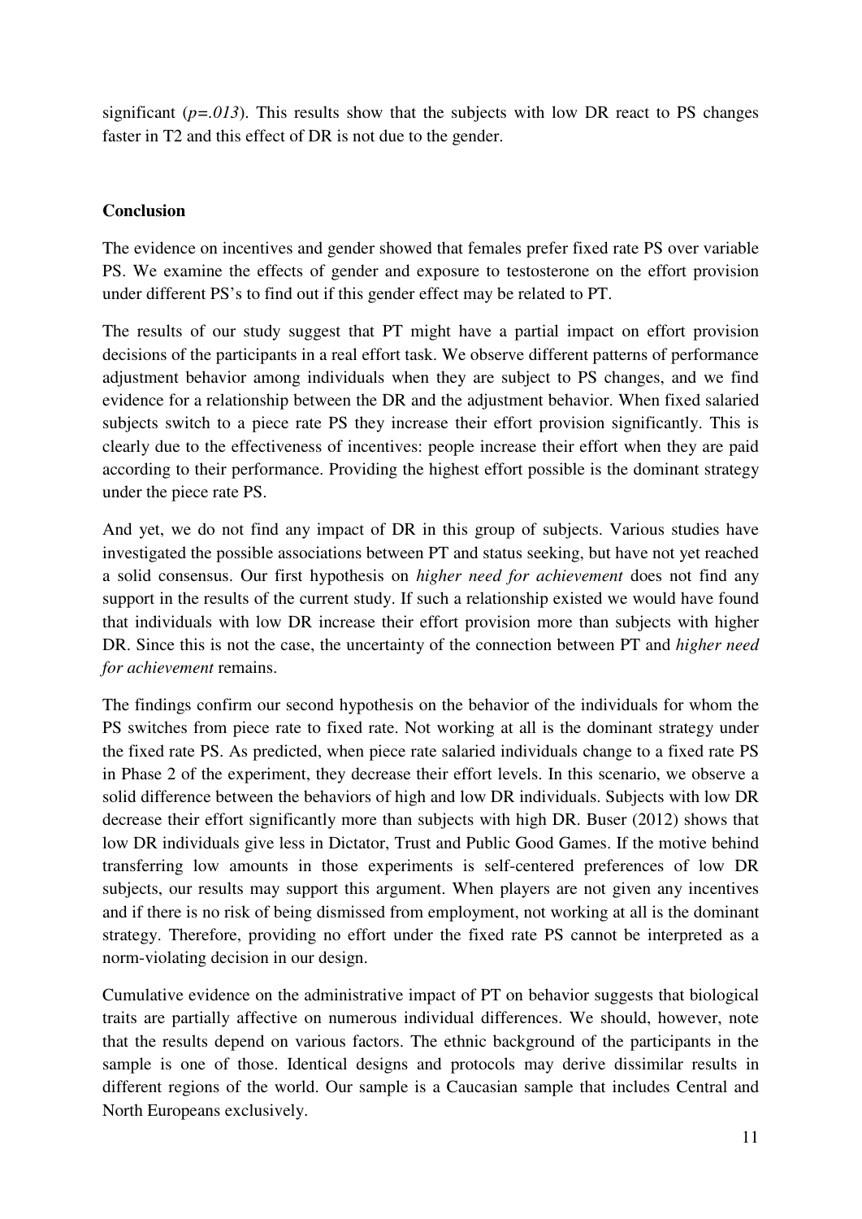significant (*p=.013*). This results show that the subjects with low DR react to PS changes faster in T2 and this effect of DR is not due to the gender.

**Conclusion**

The evidence on incentives and gender showed that females prefer fixed rate PS over variable PS. We examine the effects of gender and exposure to testosterone on the effort provision under different PS's to find out if this gender effect may be related to PT.

The results of our study suggest that PT might have a partial impact on effort provision decisions of the participants in a real effort task. We observe different patterns of performance adjustment behavior among individuals when they are subject to PS changes, and we find evidence for a relationship between the DR and the adjustment behavior. When fixed salaried subjects switch to a piece rate PS they increase their effort provision significantly. This is clearly due to the effectiveness of incentives: people increase their effort when they are paid according to their performance. Providing the highest effort possible is the dominant strategy under the piece rate PS.

And yet, we do not find any impact of DR in this group of subjects. Various studies have investigated the possible associations between PT and status seeking, but have not yet reached a solid consensus. Our first hypothesis on *higher need for achievement* does not find any support in the results of the current study. If such a relationship existed we would have found that individuals with low DR increase their effort provision more than subjects with higher DR. Since this is not the case, the uncertainty of the connection between PT and *higher need for achievement* remains.

The findings confirm our second hypothesis on the behavior of the individuals for whom the PS switches from piece rate to fixed rate. Not working at all is the dominant strategy under the fixed rate PS. As predicted, when piece rate salaried individuals change to a fixed rate PS in Phase 2 of the experiment, they decrease their effort levels. In this scenario, we observe a solid difference between the behaviors of high and low DR individuals. Subjects with low DR decrease their effort significantly more than subjects with high DR. Buser (2012) shows that low DR individuals give less in Dictator, Trust and Public Good Games. If the motive behind transferring low amounts in those experiments is self-centered preferences of low DR subjects, our results may support this argument. When players are not given any incentives and if there is no risk of being dismissed from employment, not working at all is the dominant strategy. Therefore, providing no effort under the fixed rate PS cannot be interpreted as a norm-violating decision in our design.

Cumulative evidence on the administrative impact of PT on behavior suggests that biological traits are partially affective on numerous individual differences. We should, however, note that the results depend on various factors. The ethnic background of the participants in the sample is one of those. Identical designs and protocols may derive dissimilar results in different regions of the world. Our sample is a Caucasian sample that includes Central and North Europeans exclusively.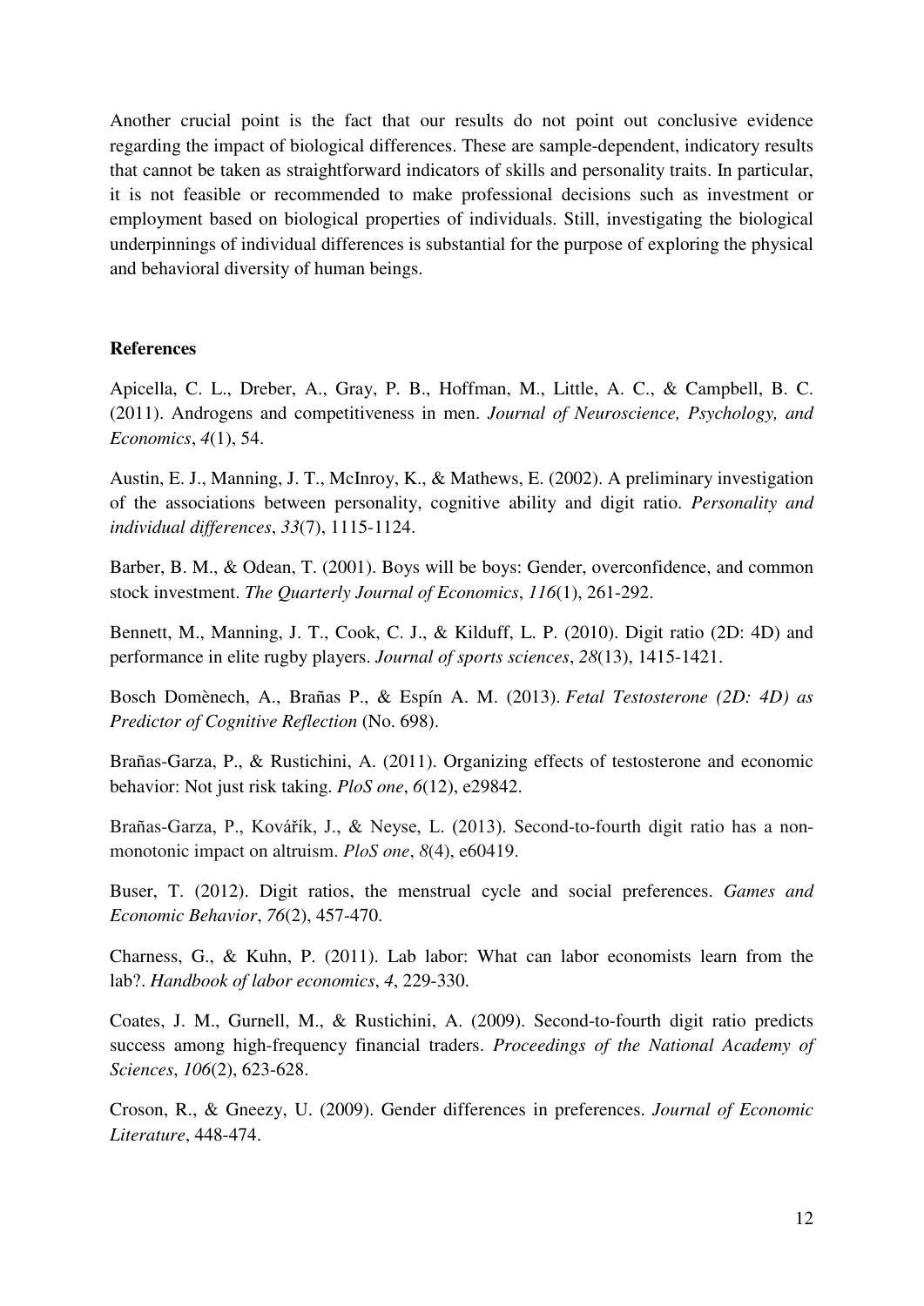Another crucial point is the fact that our results do not point out conclusive evidence regarding the impact of biological differences. These are sample-dependent, indicatory results that cannot be taken as straightforward indicators of skills and personality traits. In particular, it is not feasible or recommended to make professional decisions such as investment or employment based on biological properties of individuals. Still, investigating the biological underpinnings of individual differences is substantial for the purpose of exploring the physical and behavioral diversity of human beings.

**References**

Apicella, C. L., Dreber, A., Gray, P. B., Hoffman, M., Little, A. C., & Campbell, B. C. (2011). Androgens and competitiveness in men. *Journal of Neuroscience, Psychology, and Economics*, *4*(1), 54.

Austin, E. J., Manning, J. T., McInroy, K., & Mathews, E. (2002). A preliminary investigation of the associations between personality, cognitive ability and digit ratio. *Personality and individual differences*, *33*(7), 1115-1124.

Barber, B. M., & Odean, T. (2001). Boys will be boys: Gender, overconfidence, and common stock investment. *The Quarterly Journal of Economics*, *116*(1), 261-292.

Bennett, M., Manning, J. T., Cook, C. J., & Kilduff, L. P. (2010). Digit ratio (2D: 4D) and performance in elite rugby players. *Journal of sports sciences*, *28*(13), 1415-1421.

Bosch Domènech, A., Brañas P., & Espín A. M. (2013). *Fetal Testosterone (2D: 4D) as Predictor of Cognitive Reflection* (No. 698).

Brañas-Garza, P., & Rustichini, A. (2011). Organizing effects of testosterone and economic behavior: Not just risk taking. *PloS one*, *6*(12), e29842.

Brañas-Garza, P., Kovářík, J., & Neyse, L. (2013). Second-to-fourth digit ratio has a non-monotonic impact on altruism. *PloS one*, *8*(4), e60419.

Buser, T. (2012). Digit ratios, the menstrual cycle and social preferences. *Games and Economic Behavior*, *76*(2), 457-470.

Charness, G., & Kuhn, P. (2011). Lab labor: What can labor economists learn from the lab?. *Handbook of labor economics*, *4*, 229-330.

Coates, J. M., Gurnell, M., & Rustichini, A. (2009). Second-to-fourth digit ratio predicts success among high-frequency financial traders. *Proceedings of the National Academy of Sciences*, *106*(2), 623-628.

Croson, R., & Gneezy, U. (2009). Gender differences in preferences. *Journal of Economic Literature*, 448-474.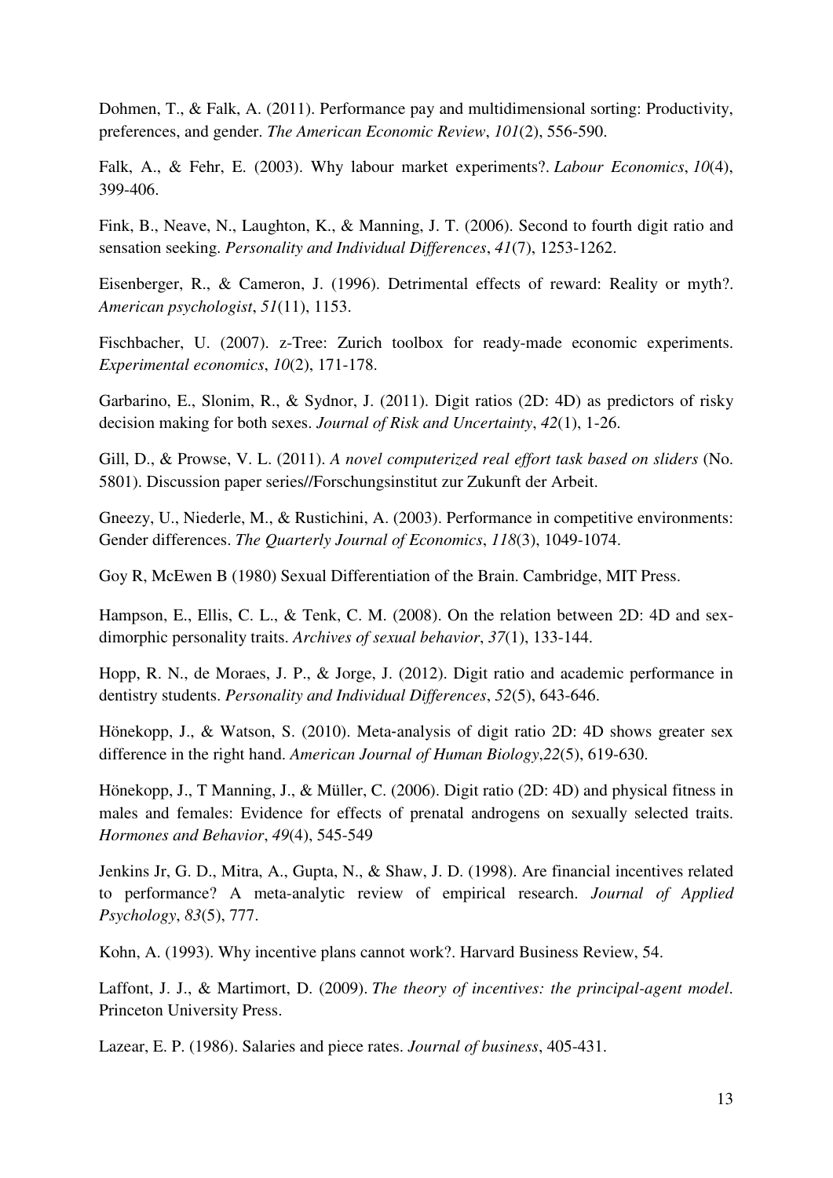Dohmen, T., & Falk, A. (2011). Performance pay and multidimensional sorting: Productivity, preferences, and gender. *The American Economic Review*, *101*(2), 556-590.

Falk, A., & Fehr, E. (2003). Why labour market experiments?. *Labour Economics*, *10*(4), 399-406.

Fink, B., Neave, N., Laughton, K., & Manning, J. T. (2006). Second to fourth digit ratio and sensation seeking. *Personality and Individual Differences*, *41*(7), 1253-1262.

Eisenberger, R., & Cameron, J. (1996). Detrimental effects of reward: Reality or myth?. *American psychologist*, *51*(11), 1153.

Fischbacher, U. (2007). z-Tree: Zurich toolbox for ready-made economic experiments. *Experimental economics*, *10*(2), 171-178.

Garbarino, E., Slonim, R., & Sydnor, J. (2011). Digit ratios (2D: 4D) as predictors of risky decision making for both sexes. *Journal of Risk and Uncertainty*, *42*(1), 1-26.

Gill, D., & Prowse, V. L. (2011). *A novel computerized real effort task based on sliders* (No. 5801). Discussion paper series//Forschungsinstitut zur Zukunft der Arbeit.

Gneezy, U., Niederle, M., & Rustichini, A. (2003). Performance in competitive environments: Gender differences. *The Quarterly Journal of Economics*, *118*(3), 1049-1074.

Goy R, McEwen B (1980) Sexual Differentiation of the Brain. Cambridge, MIT Press.

Hampson, E., Ellis, C. L., & Tenk, C. M. (2008). On the relation between 2D: 4D and sex-dimorphic personality traits. *Archives of sexual behavior*, *37*(1), 133-144.

Hopp, R. N., de Moraes, J. P., & Jorge, J. (2012). Digit ratio and academic performance in dentistry students. *Personality and Individual Differences*, *52*(5), 643-646.

Hönekopp, J., & Watson, S. (2010). Meta-analysis of digit ratio 2D: 4D shows greater sex difference in the right hand. *American Journal of Human Biology*,*22*(5), 619-630.

Hönekopp, J., T Manning, J., & Müller, C. (2006). Digit ratio (2D: 4D) and physical fitness in males and females: Evidence for effects of prenatal androgens on sexually selected traits. *Hormones and Behavior*, *49*(4), 545-549

Jenkins Jr, G. D., Mitra, A., Gupta, N., & Shaw, J. D. (1998). Are financial incentives related to performance? A meta-analytic review of empirical research. *Journal of Applied Psychology*, *83*(5), 777.

Kohn, A. (1993). Why incentive plans cannot work?. Harvard Business Review, 54.

Laffont, J. J., & Martimort, D. (2009). *The theory of incentives: the principal-agent model*. Princeton University Press.

Lazear, E. P. (1986). Salaries and piece rates. *Journal of business*, 405-431.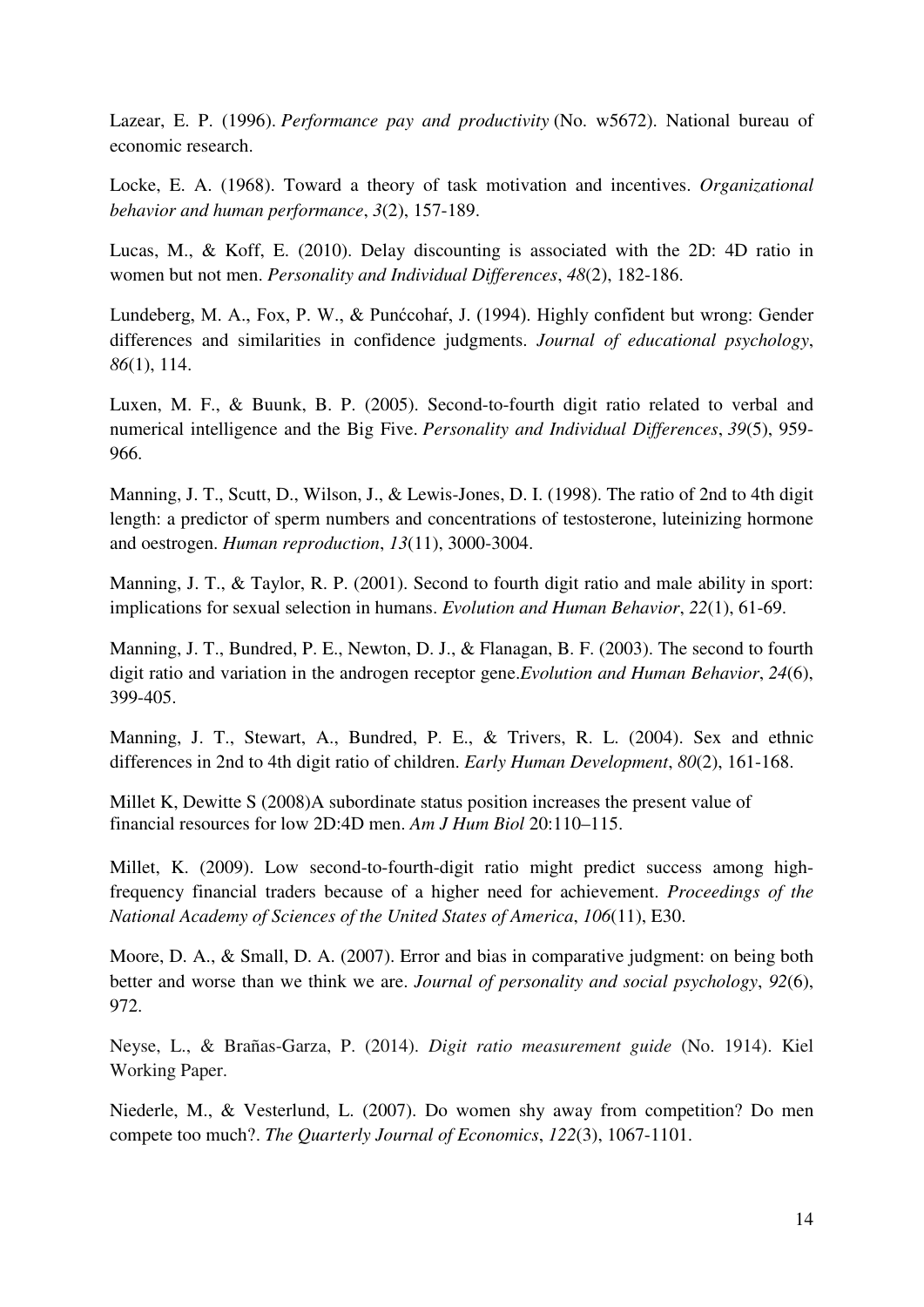Lazear, E. P. (1996). *Performance pay and productivity* (No. w5672). National bureau of economic research.

Locke, E. A. (1968). Toward a theory of task motivation and incentives. *Organizational behavior and human performance*, *3*(2), 157-189.

Lucas, M., & Koff, E. (2010). Delay discounting is associated with the 2D: 4D ratio in women but not men. *Personality and Individual Differences*, *48*(2), 182-186.

Lundeberg, M. A., Fox, P. W., & Punćcohaŕ, J. (1994). Highly confident but wrong: Gender differences and similarities in confidence judgments. *Journal of educational psychology*, *86*(1), 114.

Luxen, M. F., & Buunk, B. P. (2005). Second-to-fourth digit ratio related to verbal and numerical intelligence and the Big Five. *Personality and Individual Differences*, *39*(5), 959-966.

Manning, J. T., Scutt, D., Wilson, J., & Lewis-Jones, D. I. (1998). The ratio of 2nd to 4th digit length: a predictor of sperm numbers and concentrations of testosterone, luteinizing hormone and oestrogen. *Human reproduction*, *13*(11), 3000-3004.

Manning, J. T., & Taylor, R. P. (2001). Second to fourth digit ratio and male ability in sport: implications for sexual selection in humans. *Evolution and Human Behavior*, *22*(1), 61-69.

Manning, J. T., Bundred, P. E., Newton, D. J., & Flanagan, B. F. (2003). The second to fourth digit ratio and variation in the androgen receptor gene.*Evolution and Human Behavior*, *24*(6), 399-405.

Manning, J. T., Stewart, A., Bundred, P. E., & Trivers, R. L. (2004). Sex and ethnic differences in 2nd to 4th digit ratio of children. *Early Human Development*, *80*(2), 161-168.

Millet K, Dewitte S (2008)A subordinate status position increases the present value of financial resources for low 2D:4D men. *Am J Hum Biol* 20:110–115.

Millet, K. (2009). Low second-to-fourth-digit ratio might predict success among high-frequency financial traders because of a higher need for achievement. *Proceedings of the National Academy of Sciences of the United States of America*, *106*(11), E30.

Moore, D. A., & Small, D. A. (2007). Error and bias in comparative judgment: on being both better and worse than we think we are. *Journal of personality and social psychology*, *92*(6), 972.

Neyse, L., & Brañas-Garza, P. (2014). *Digit ratio measurement guide* (No. 1914). Kiel Working Paper.

Niederle, M., & Vesterlund, L. (2007). Do women shy away from competition? Do men compete too much?. *The Quarterly Journal of Economics*, *122*(3), 1067-1101.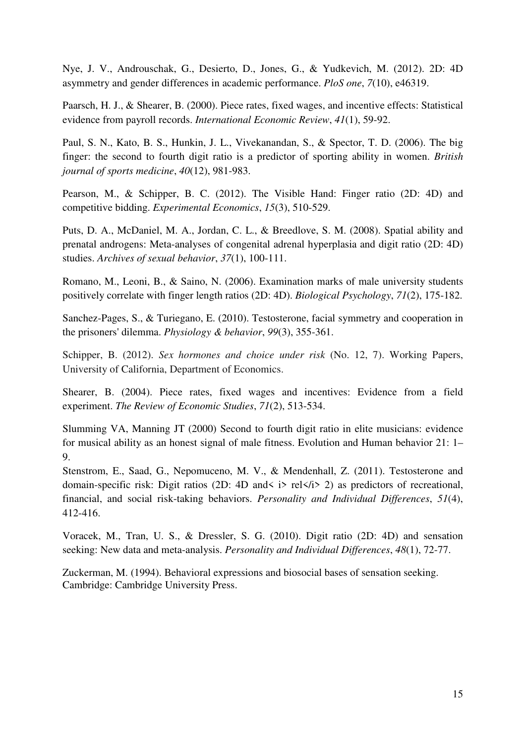Nye, J. V., Androuschak, G., Desierto, D., Jones, G., & Yudkevich, M. (2012). 2D: 4D asymmetry and gender differences in academic performance. *PloS one*, *7*(10), e46319.

Paarsch, H. J., & Shearer, B. (2000). Piece rates, fixed wages, and incentive effects: Statistical evidence from payroll records. *International Economic Review*, *41*(1), 59-92.

Paul, S. N., Kato, B. S., Hunkin, J. L., Vivekanandan, S., & Spector, T. D. (2006). The big finger: the second to fourth digit ratio is a predictor of sporting ability in women. *British journal of sports medicine*, *40*(12), 981-983.

Pearson, M., & Schipper, B. C. (2012). The Visible Hand: Finger ratio (2D: 4D) and competitive bidding. *Experimental Economics*, *15*(3), 510-529.

Puts, D. A., McDaniel, M. A., Jordan, C. L., & Breedlove, S. M. (2008). Spatial ability and prenatal androgens: Meta-analyses of congenital adrenal hyperplasia and digit ratio (2D: 4D) studies. *Archives of sexual behavior*, *37*(1), 100-111.

Romano, M., Leoni, B., & Saino, N. (2006). Examination marks of male university students positively correlate with finger length ratios (2D: 4D). *Biological Psychology*, *71*(2), 175-182.

Sanchez-Pages, S., & Turiegano, E. (2010). Testosterone, facial symmetry and cooperation in the prisoners' dilemma. *Physiology & behavior*, *99*(3), 355-361.

Schipper, B. (2012). *Sex hormones and choice under risk* (No. 12, 7). Working Papers, University of California, Department of Economics.

Shearer, B. (2004). Piece rates, fixed wages and incentives: Evidence from a field experiment. *The Review of Economic Studies*, *71*(2), 513-534.

Slumming VA, Manning JT (2000) Second to fourth digit ratio in elite musicians: evidence for musical ability as an honest signal of male fitness. Evolution and Human behavior 21: 1–9.

Stenstrom, E., Saad, G., Nepomuceno, M. V., & Mendenhall, Z. (2011). Testosterone and domain-specific risk: Digit ratios (2D: 4D and< i> rel</i> 2) as predictors of recreational, financial, and social risk-taking behaviors. *Personality and Individual Differences*, *51*(4), 412-416.

Voracek, M., Tran, U. S., & Dressler, S. G. (2010). Digit ratio (2D: 4D) and sensation seeking: New data and meta-analysis. *Personality and Individual Differences*, *48*(1), 72-77.

Zuckerman, M. (1994). Behavioral expressions and biosocial bases of sensation seeking. Cambridge: Cambridge University Press.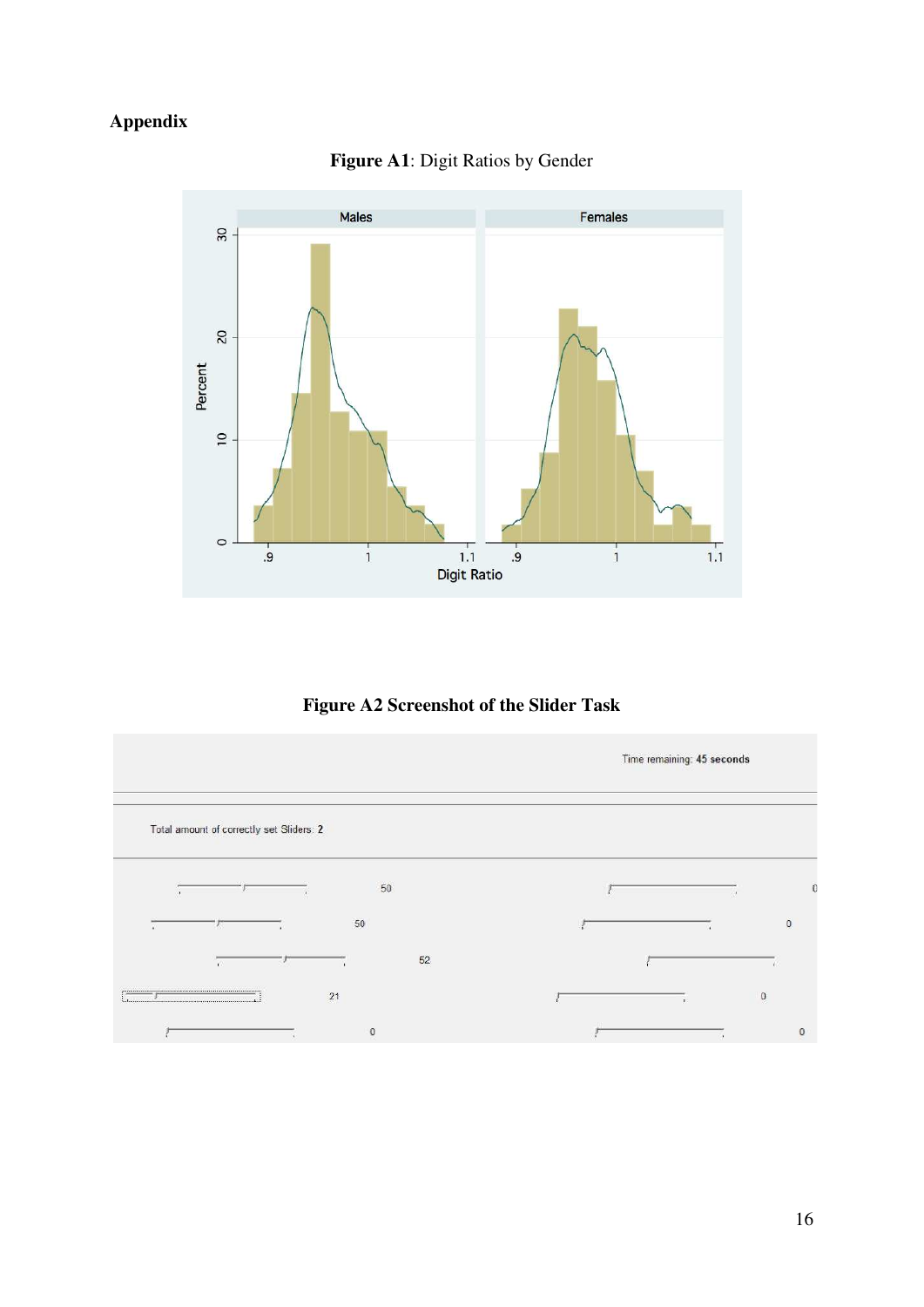## Appendix

**Figure A1**: Digit Ratios by Gender

Males

Females

Percent

0

10

20

30

.9

1

1.1

.9

1

1.1

Digit Ratio

**Figure A2 Screenshot of the Slider Task**

Time remaining: 45 seconds

Total amount of correctly set Sliders: 2

50

0

50

0

52

21

0

0

0